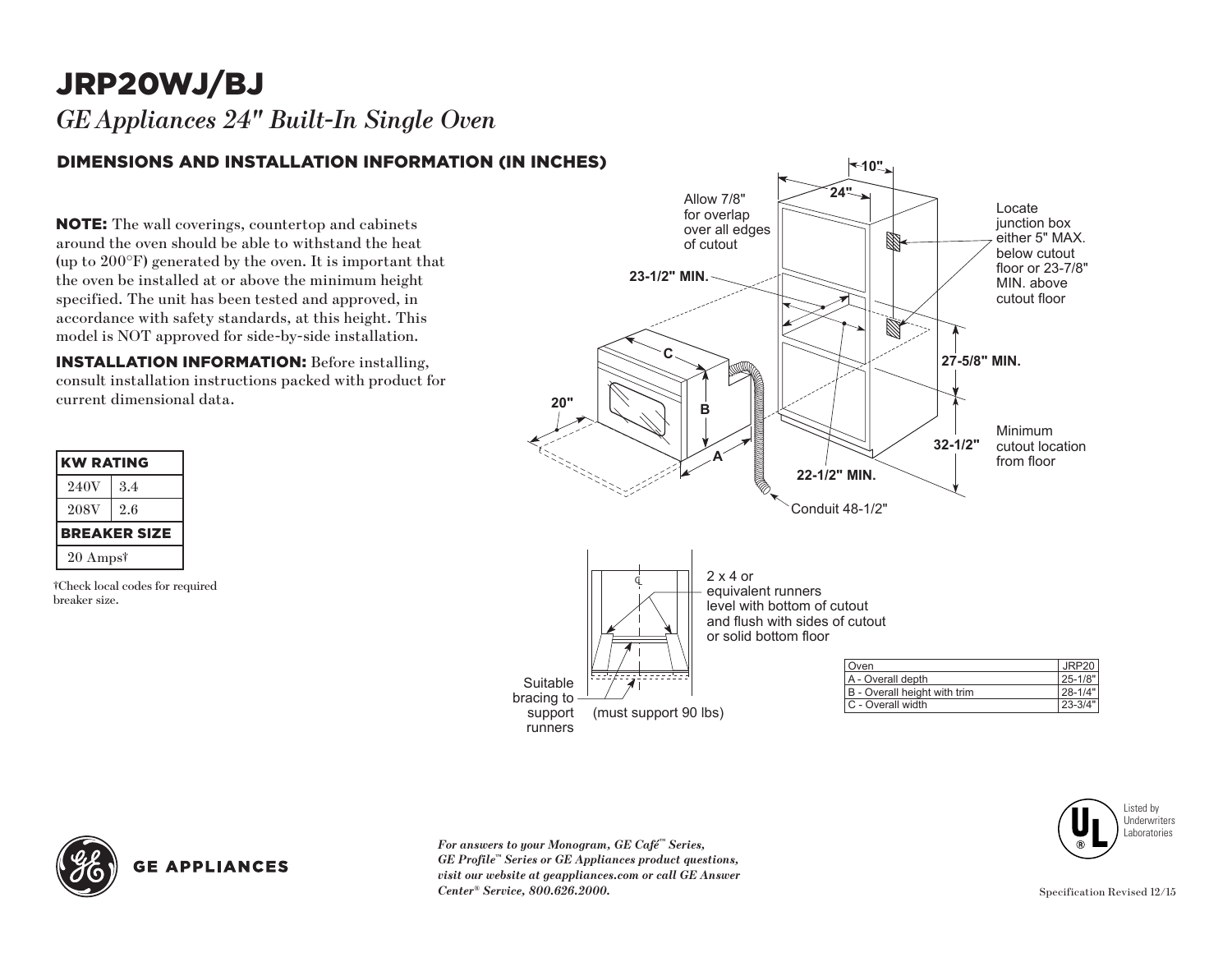# JRP20WJ/BJ

*GE Appliances 24" Built-In Single Oven*

## DIMENSIONS AND INSTALLATION INFORMATION (IN INCHES)

**NOTE:** The wall coverings, countertop and cabinets around the oven should be able to withstand the heat (up to 200°F) generated by the oven. It is important that the oven be installed at or above the minimum height specified. The unit has been tested and approved, in accordance with safety standards, at this height. This model is NOT approved for side-by-side installation.

**INSTALLATION INFORMATION:** Before installing, consult installation instructions packed with product for current dimensional data.

| KW RATING | |
|---|---|
| 240V | 3.4 |
| 208V | 2.6 |
| **BREAKER SIZE** | |
| 20 Amps† | |

†Check local codes for required breaker size.

10"

24"

Allow 7/8" for overlap over all edges of cutout

Locate junction box either 5" MAX. below cutout floor or 23-7/8" MIN. above cutout floor

23-1/2" MIN.

C

27-5/8" MIN.

20"

B

A

32-1/2"

Minimum cutout location from floor

22-1/2" MIN.

Conduit 48-1/2"

2 x 4 or equivalent runners level with bottom of cutout and flush with sides of cutout or solid bottom floor

Suitable bracing to support runners

(must support 90 lbs)

| Oven | JRP20 |
|---|---|
| A - Overall depth | 25-1/8" |
| B - Overall height with trim | 28-1/4" |
| C - Overall width | 23-3/4" |

Listed by Underwriters Laboratories

GE APPLIANCES

*For answers to your Monogram, GE Café™ Series, GE Profile™ Series or GE Appliances product questions, visit our website at geappliances.com or call GE Answer Center® Service, 800.626.2000.*

Specification Revised 12/15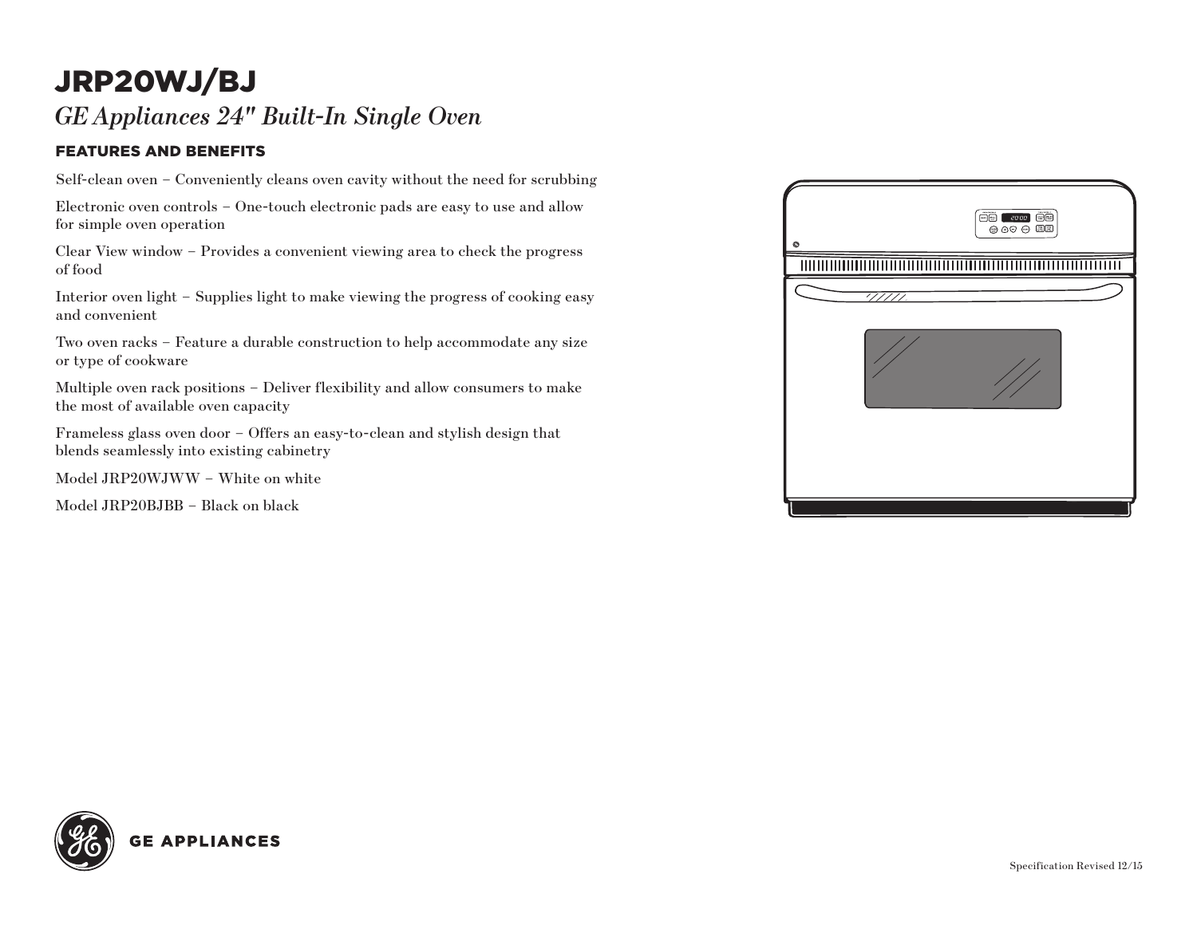# JRP20WJ/BJ

*GE Appliances 24" Built-In Single Oven*

## FEATURES AND BENEFITS

Self-clean oven – Conveniently cleans oven cavity without the need for scrubbing

Electronic oven controls – One-touch electronic pads are easy to use and allow for simple oven operation

Clear View window – Provides a convenient viewing area to check the progress of food

Interior oven light – Supplies light to make viewing the progress of cooking easy and convenient

Two oven racks – Feature a durable construction to help accommodate any size or type of cookware

Multiple oven rack positions – Deliver flexibility and allow consumers to make the most of available oven capacity

Frameless glass oven door – Offers an easy-to-clean and stylish design that blends seamlessly into existing cabinetry

Model JRP20WJWW – White on white

Model JRP20BJBB – Black on black

GE APPLIANCES

Specification Revised 12/15